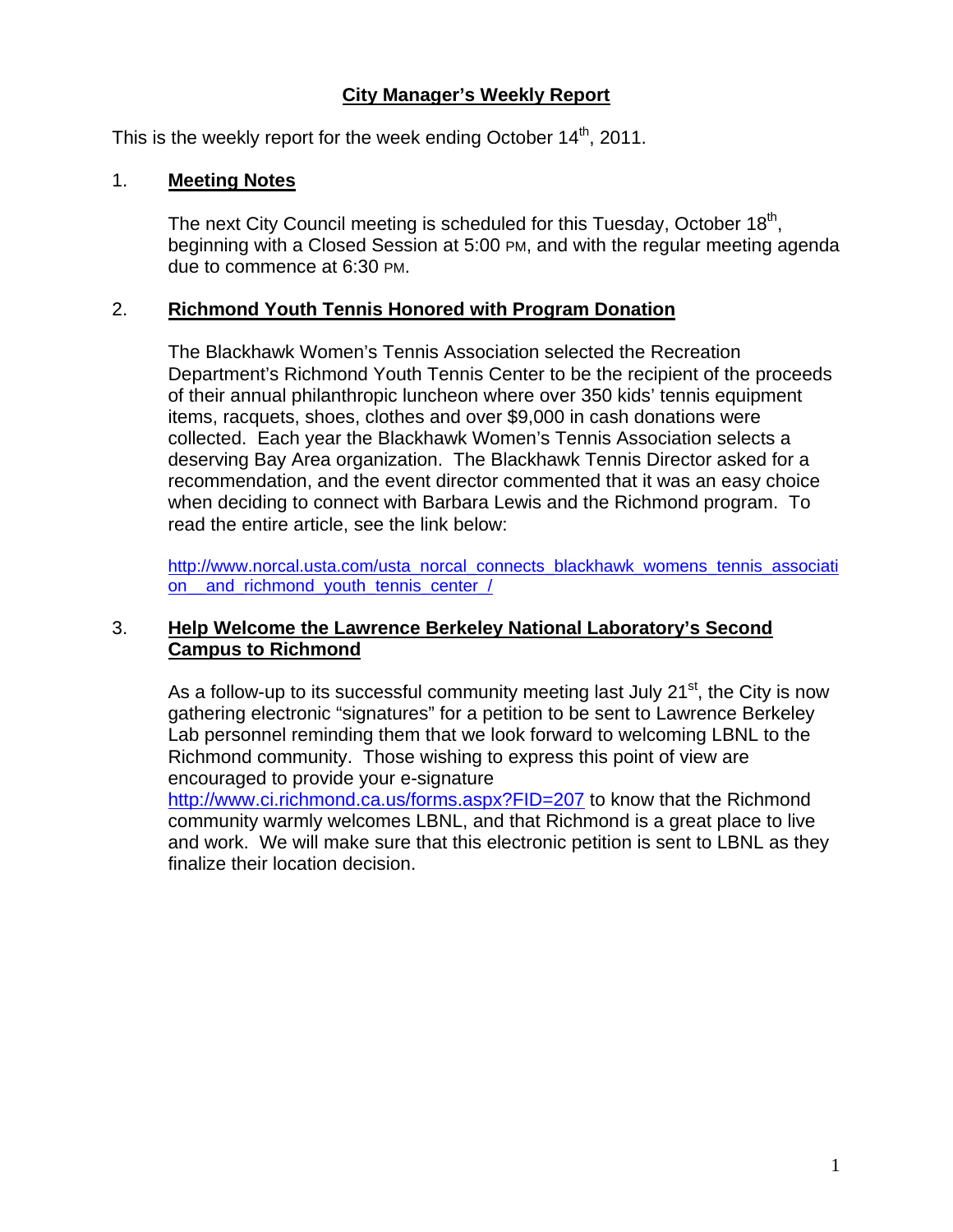# City Manager's Weekly Report

This is the weekly report for the week ending October 14th, 2011.

## 1. Meeting Notes

The next City Council meeting is scheduled for this Tuesday, October 18th, beginning with a Closed Session at 5:00 PM, and with the regular meeting agenda due to commence at 6:30 PM.

## 2. Richmond Youth Tennis Honored with Program Donation

The Blackhawk Women's Tennis Association selected the Recreation Department's Richmond Youth Tennis Center to be the recipient of the proceeds of their annual philanthropic luncheon where over 350 kids' tennis equipment items, racquets, shoes, clothes and over $9,000 in cash donations were collected. Each year the Blackhawk Women's Tennis Association selects a deserving Bay Area organization. The Blackhawk Tennis Director asked for a recommendation, and the event director commented that it was an easy choice when deciding to connect with Barbara Lewis and the Richmond program. To read the entire article, see the link below:

http://www.norcal.usta.com/usta_norcal_connects_blackhawk_womens_tennis_association__and_richmond_youth_tennis_center_/

## 3. Help Welcome the Lawrence Berkeley National Laboratory's Second Campus to Richmond

As a follow-up to its successful community meeting last July 21st, the City is now gathering electronic "signatures" for a petition to be sent to Lawrence Berkeley Lab personnel reminding them that we look forward to welcoming LBNL to the Richmond community. Those wishing to express this point of view are encouraged to provide your e-signature http://www.ci.richmond.ca.us/forms.aspx?FID=207 to know that the Richmond community warmly welcomes LBNL, and that Richmond is a great place to live and work. We will make sure that this electronic petition is sent to LBNL as they finalize their location decision.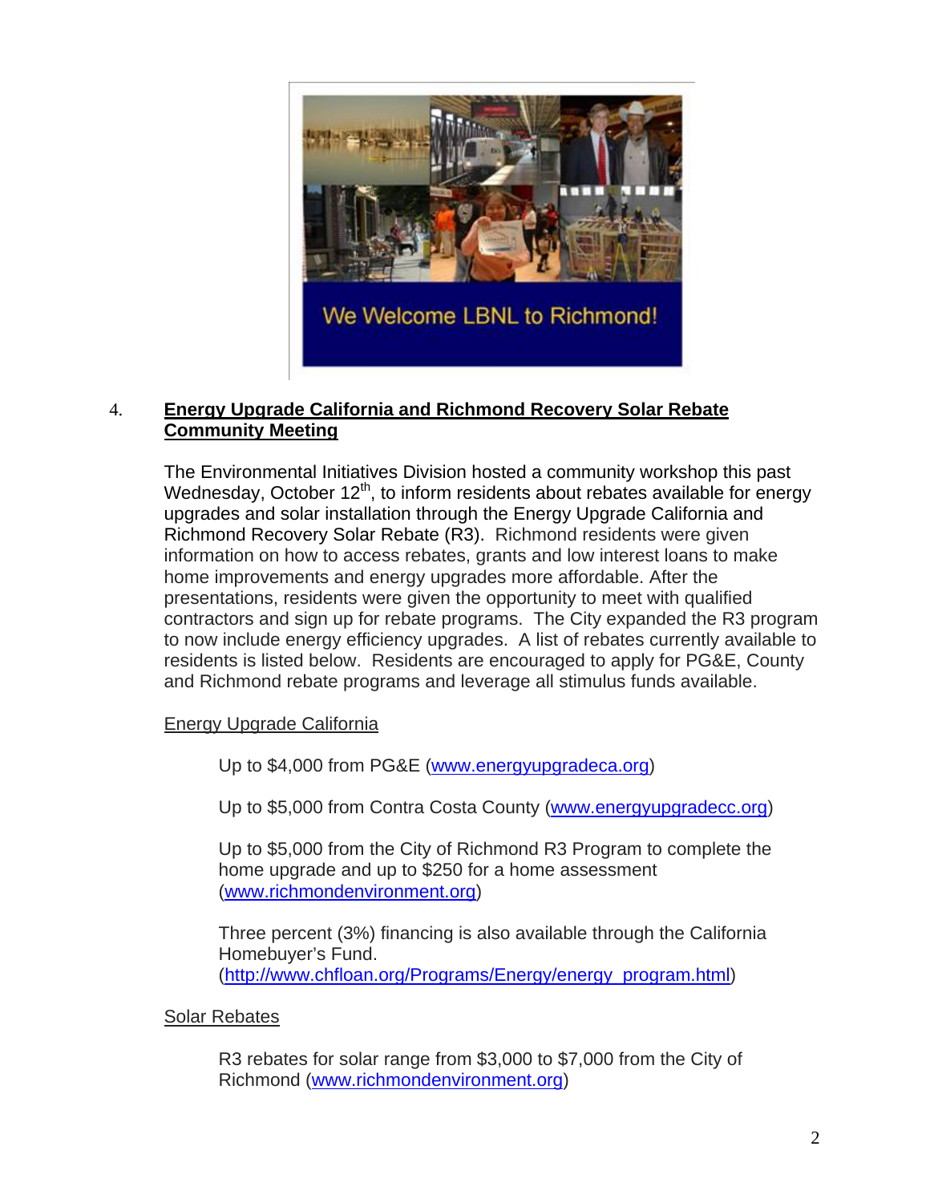We Welcome LBNL to Richmond!

4. **Energy Upgrade California and Richmond Recovery Solar Rebate Community Meeting**

The Environmental Initiatives Division hosted a community workshop this past Wednesday, October 12th, to inform residents about rebates available for energy upgrades and solar installation through the Energy Upgrade California and Richmond Recovery Solar Rebate (R3). Richmond residents were given information on how to access rebates, grants and low interest loans to make home improvements and energy upgrades more affordable. After the presentations, residents were given the opportunity to meet with qualified contractors and sign up for rebate programs. The City expanded the R3 program to now include energy efficiency upgrades. A list of rebates currently available to residents is listed below. Residents are encouraged to apply for PG&E, County and Richmond rebate programs and leverage all stimulus funds available.

Energy Upgrade California

Up to $4,000 from PG&E (www.energyupgradeca.org)

Up to $5,000 from Contra Costa County (www.energyupgradecc.org)

Up to $5,000 from the City of Richmond R3 Program to complete the home upgrade and up to $250 for a home assessment (www.richmondenvironment.org)

Three percent (3%) financing is also available through the California Homebuyer's Fund. (http://www.chfloan.org/Programs/Energy/energy_program.html)

Solar Rebates

R3 rebates for solar range from $3,000 to $7,000 from the City of Richmond (www.richmondenvironment.org)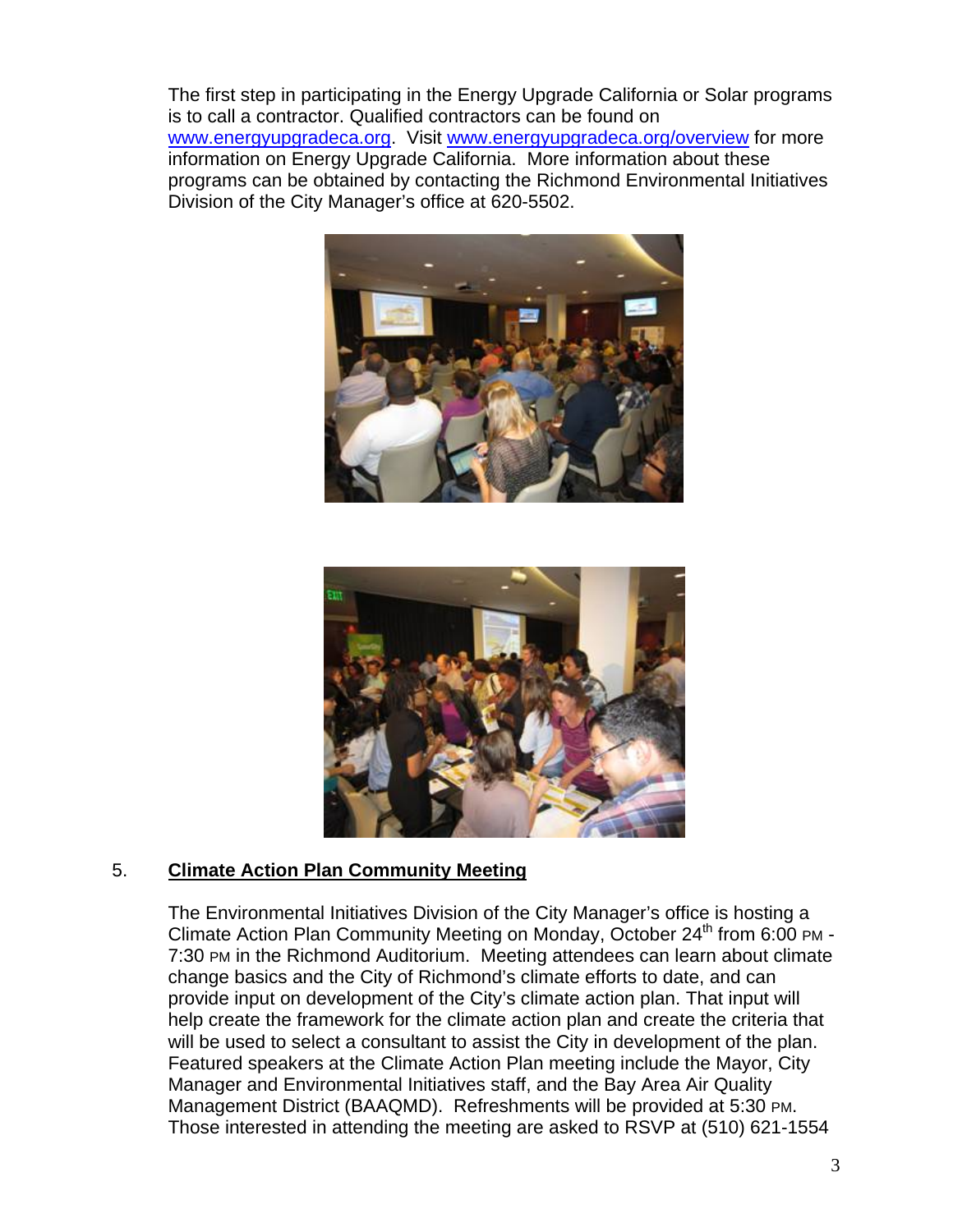The first step in participating in the Energy Upgrade California or Solar programs is to call a contractor. Qualified contractors can be found on www.energyupgradeca.org. Visit www.energyupgradeca.org/overview for more information on Energy Upgrade California. More information about these programs can be obtained by contacting the Richmond Environmental Initiatives Division of the City Manager's office at 620-5502.

5. **Climate Action Plan Community Meeting**

The Environmental Initiatives Division of the City Manager's office is hosting a Climate Action Plan Community Meeting on Monday, October 24th from 6:00 PM - 7:30 PM in the Richmond Auditorium. Meeting attendees can learn about climate change basics and the City of Richmond's climate efforts to date, and can provide input on development of the City's climate action plan. That input will help create the framework for the climate action plan and create the criteria that will be used to select a consultant to assist the City in development of the plan. Featured speakers at the Climate Action Plan meeting include the Mayor, City Manager and Environmental Initiatives staff, and the Bay Area Air Quality Management District (BAAQMD). Refreshments will be provided at 5:30 PM. Those interested in attending the meeting are asked to RSVP at (510) 621-1554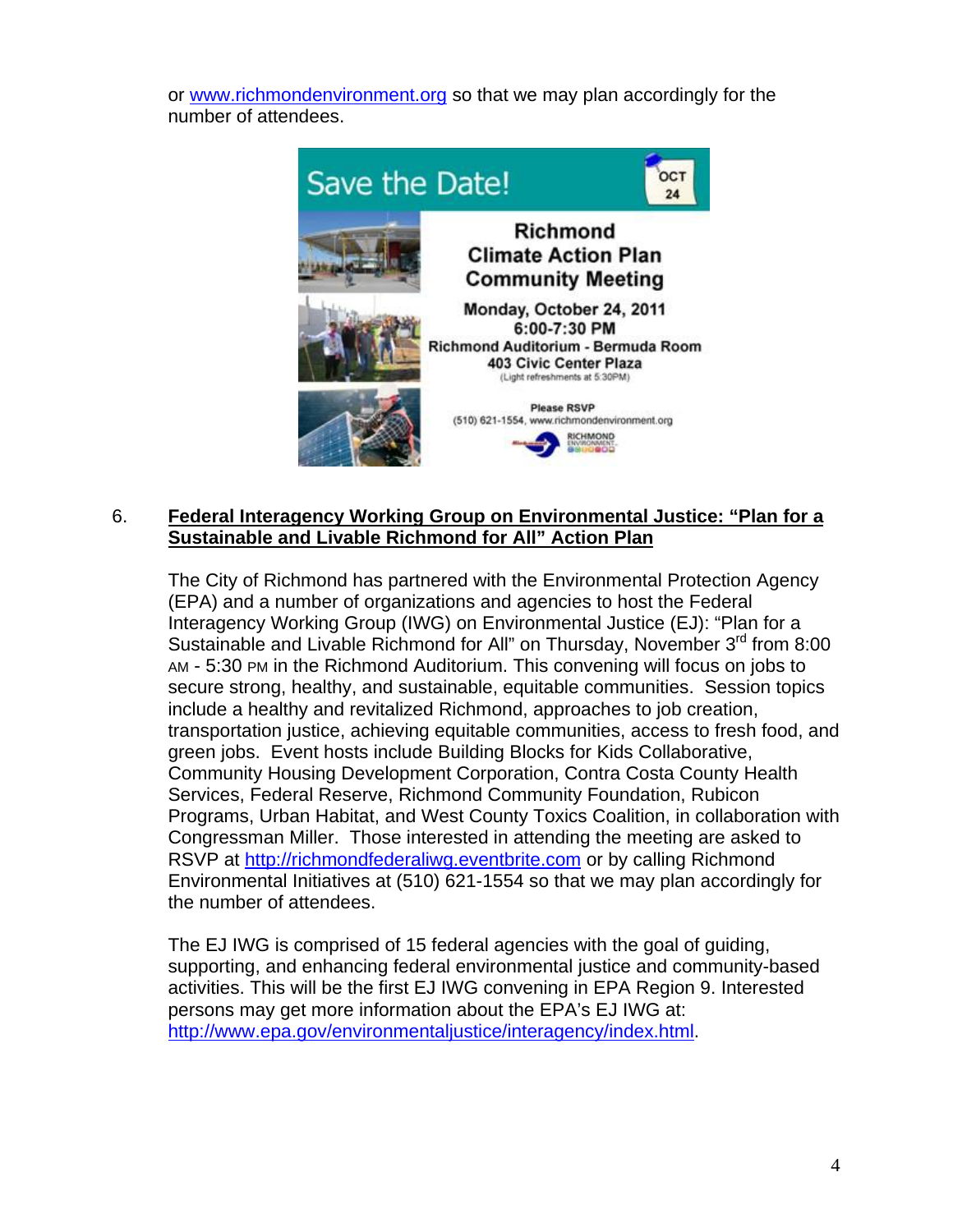or www.richmondenvironment.org so that we may plan accordingly for the number of attendees.

Save the Date!

OCT 24

Richmond Climate Action Plan Community Meeting

Monday, October 24, 2011
6:00-7:30 PM
Richmond Auditorium - Bermuda Room
403 Civic Center Plaza
(Light refreshments at 5:30PM)

Please RSVP
(510) 621-1554, www.richmondenvironment.org

6. **Federal Interagency Working Group on Environmental Justice: "Plan for a Sustainable and Livable Richmond for All" Action Plan**

The City of Richmond has partnered with the Environmental Protection Agency (EPA) and a number of organizations and agencies to host the Federal Interagency Working Group (IWG) on Environmental Justice (EJ): "Plan for a Sustainable and Livable Richmond for All" on Thursday, November 3rd from 8:00 AM - 5:30 PM in the Richmond Auditorium. This convening will focus on jobs to secure strong, healthy, and sustainable, equitable communities. Session topics include a healthy and revitalized Richmond, approaches to job creation, transportation justice, achieving equitable communities, access to fresh food, and green jobs. Event hosts include Building Blocks for Kids Collaborative, Community Housing Development Corporation, Contra Costa County Health Services, Federal Reserve, Richmond Community Foundation, Rubicon Programs, Urban Habitat, and West County Toxics Coalition, in collaboration with Congressman Miller. Those interested in attending the meeting are asked to RSVP at http://richmondfederaliwg.eventbrite.com or by calling Richmond Environmental Initiatives at (510) 621-1554 so that we may plan accordingly for the number of attendees.

The EJ IWG is comprised of 15 federal agencies with the goal of guiding, supporting, and enhancing federal environmental justice and community-based activities. This will be the first EJ IWG convening in EPA Region 9. Interested persons may get more information about the EPA's EJ IWG at: http://www.epa.gov/environmentaljustice/interagency/index.html.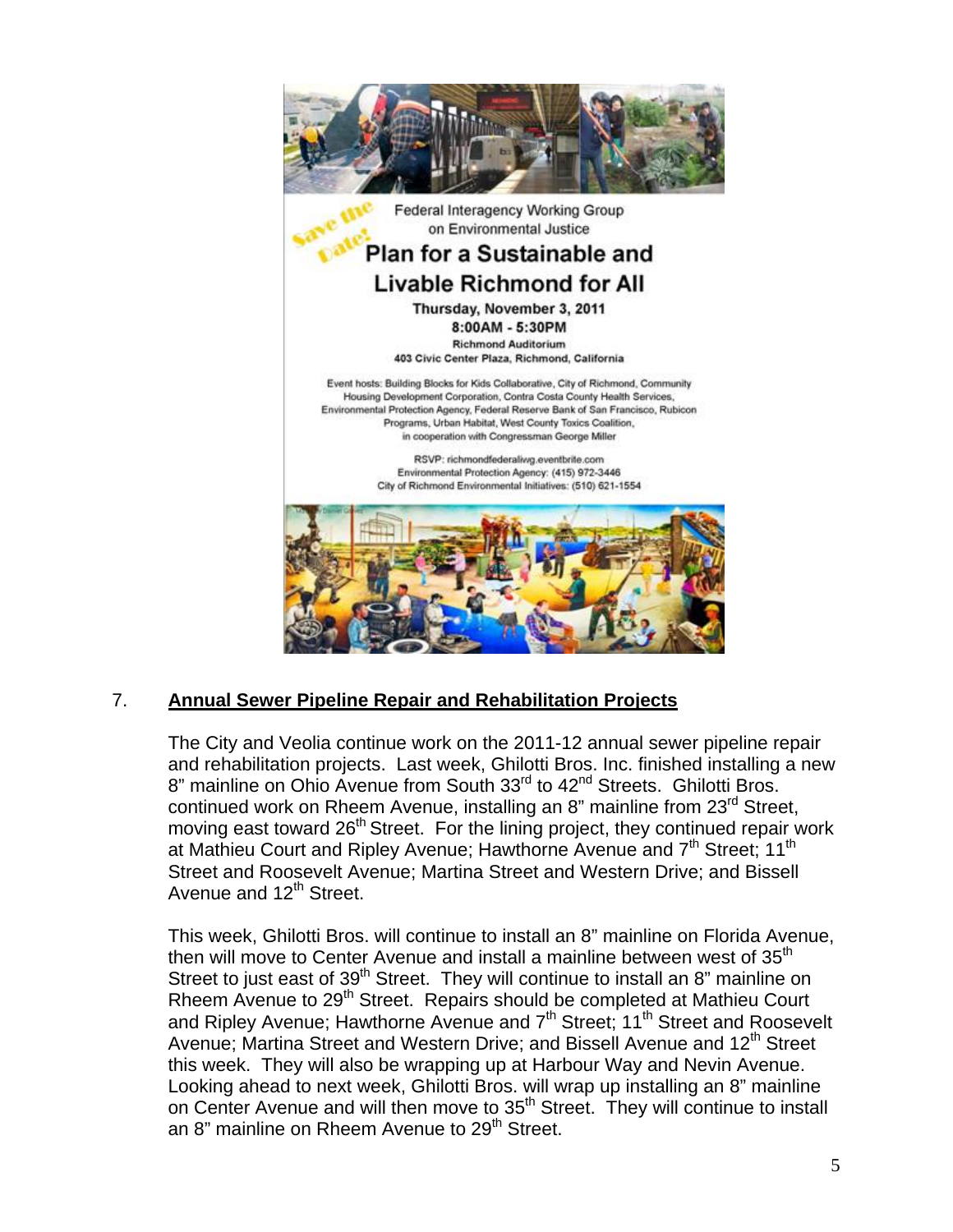Save the Date!

Federal Interagency Working Group on Environmental Justice

**Plan for a Sustainable and Livable Richmond for All**

**Thursday, November 3, 2011**
**8:00AM - 5:30PM**
**Richmond Auditorium**
**403 Civic Center Plaza, Richmond, California**

Event hosts: Building Blocks for Kids Collaborative, City of Richmond, Community Housing Development Corporation, Contra Costa County Health Services, Environmental Protection Agency, Federal Reserve Bank of San Francisco, Rubicon Programs, Urban Habitat, West County Toxics Coalition, in cooperation with Congressman George Miller

RSVP: richmondfederaliwg.eventbrite.com
Environmental Protection Agency: (415) 972-3446
City of Richmond Environmental Initiatives: (510) 621-1554

7. **Annual Sewer Pipeline Repair and Rehabilitation Projects**

The City and Veolia continue work on the 2011-12 annual sewer pipeline repair and rehabilitation projects. Last week, Ghilotti Bros. Inc. finished installing a new 8" mainline on Ohio Avenue from South 33rd to 42nd Streets. Ghilotti Bros. continued work on Rheem Avenue, installing an 8" mainline from 23rd Street, moving east toward 26th Street. For the lining project, they continued repair work at Mathieu Court and Ripley Avenue; Hawthorne Avenue and 7th Street; 11th Street and Roosevelt Avenue; Martina Street and Western Drive; and Bissell Avenue and 12th Street.

This week, Ghilotti Bros. will continue to install an 8" mainline on Florida Avenue, then will move to Center Avenue and install a mainline between west of 35th Street to just east of 39th Street. They will continue to install an 8" mainline on Rheem Avenue to 29th Street. Repairs should be completed at Mathieu Court and Ripley Avenue; Hawthorne Avenue and 7th Street; 11th Street and Roosevelt Avenue; Martina Street and Western Drive; and Bissell Avenue and 12th Street this week. They will also be wrapping up at Harbour Way and Nevin Avenue. Looking ahead to next week, Ghilotti Bros. will wrap up installing an 8" mainline on Center Avenue and will then move to 35th Street. They will continue to install an 8" mainline on Rheem Avenue to 29th Street.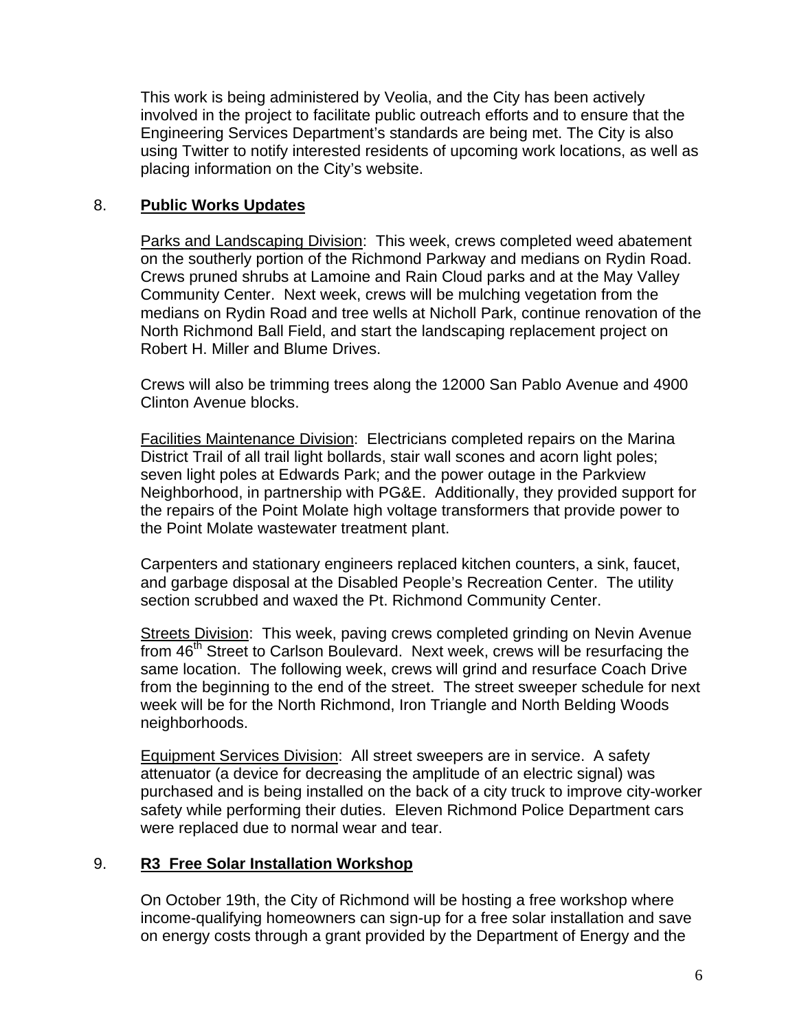This work is being administered by Veolia, and the City has been actively involved in the project to facilitate public outreach efforts and to ensure that the Engineering Services Department's standards are being met. The City is also using Twitter to notify interested residents of upcoming work locations, as well as placing information on the City's website.

8. **Public Works Updates**

Parks and Landscaping Division: This week, crews completed weed abatement on the southerly portion of the Richmond Parkway and medians on Rydin Road. Crews pruned shrubs at Lamoine and Rain Cloud parks and at the May Valley Community Center. Next week, crews will be mulching vegetation from the medians on Rydin Road and tree wells at Nicholl Park, continue renovation of the North Richmond Ball Field, and start the landscaping replacement project on Robert H. Miller and Blume Drives.

Crews will also be trimming trees along the 12000 San Pablo Avenue and 4900 Clinton Avenue blocks.

Facilities Maintenance Division: Electricians completed repairs on the Marina District Trail of all trail light bollards, stair wall scones and acorn light poles; seven light poles at Edwards Park; and the power outage in the Parkview Neighborhood, in partnership with PG&E. Additionally, they provided support for the repairs of the Point Molate high voltage transformers that provide power to the Point Molate wastewater treatment plant.

Carpenters and stationary engineers replaced kitchen counters, a sink, faucet, and garbage disposal at the Disabled People's Recreation Center. The utility section scrubbed and waxed the Pt. Richmond Community Center.

Streets Division: This week, paving crews completed grinding on Nevin Avenue from 46th Street to Carlson Boulevard. Next week, crews will be resurfacing the same location. The following week, crews will grind and resurface Coach Drive from the beginning to the end of the street. The street sweeper schedule for next week will be for the North Richmond, Iron Triangle and North Belding Woods neighborhoods.

Equipment Services Division: All street sweepers are in service. A safety attenuator (a device for decreasing the amplitude of an electric signal) was purchased and is being installed on the back of a city truck to improve city-worker safety while performing their duties. Eleven Richmond Police Department cars were replaced due to normal wear and tear.

9. **R3 Free Solar Installation Workshop**

On October 19th, the City of Richmond will be hosting a free workshop where income-qualifying homeowners can sign-up for a free solar installation and save on energy costs through a grant provided by the Department of Energy and the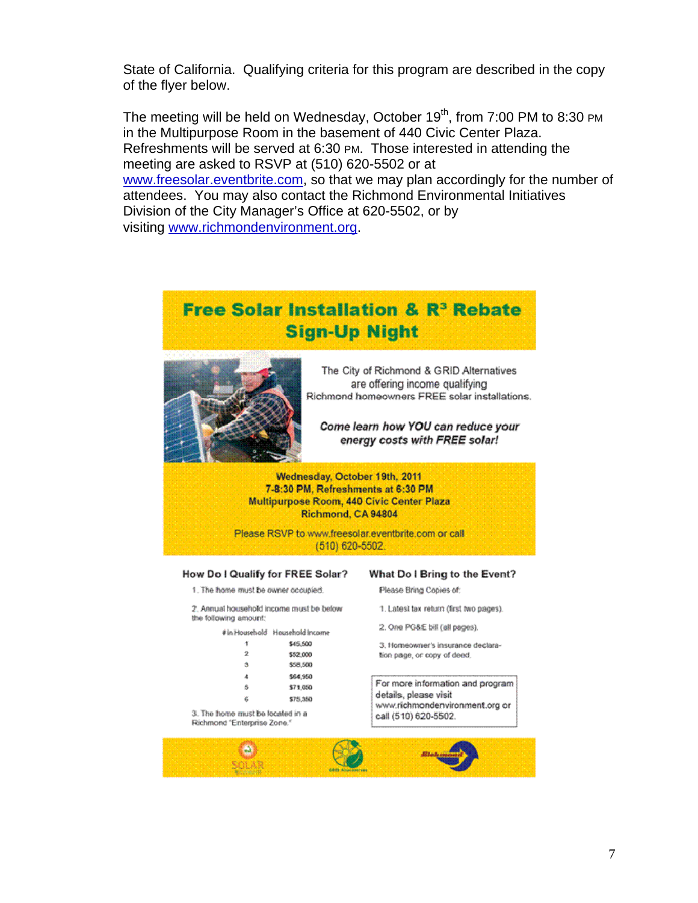State of California. Qualifying criteria for this program are described in the copy of the flyer below.

The meeting will be held on Wednesday, October 19th, from 7:00 PM to 8:30 PM in the Multipurpose Room in the basement of 440 Civic Center Plaza. Refreshments will be served at 6:30 PM. Those interested in attending the meeting are asked to RSVP at (510) 620-5502 or at www.freesolar.eventbrite.com, so that we may plan accordingly for the number of attendees. You may also contact the Richmond Environmental Initiatives Division of the City Manager's Office at 620-5502, or by visiting www.richmondenvironment.org.

# Free Solar Installation & R³ Rebate Sign-Up Night

The City of Richmond & GRID Alternatives are offering income qualifying Richmond homeowners FREE solar installations.

***Come learn how YOU can reduce your energy costs with FREE solar!***

**Wednesday, October 19th, 2011**
**7-8:30 PM, Refreshments at 6:30 PM**
**Multipurpose Room, 440 Civic Center Plaza**
**Richmond, CA 94804**

Please RSVP to www.freesolar.eventbrite.com or call (510) 620-5502.

## How Do I Qualify for FREE Solar?

1. The home must be owner occupied.

2. Annual household income must be below the following amount:

| # in Household | Household Income |
|---|---|
| 1 | $45,500 |
| 2 | $52,000 |
| 3 | $58,500 |
| 4 | $64,950 |
| 5 | $71,050 |
| 6 | $75,350 |

3. The home must be located in a Richmond "Enterprise Zone."

## What Do I Bring to the Event?

Please Bring Copies of:

1. Latest tax return (first two pages).

2. One PG&E bill (all pages).

3. Homeowner's insurance declaration page, or copy of deed.

For more information and program details, please visit www.richmondenvironment.org or call (510) 620-5502.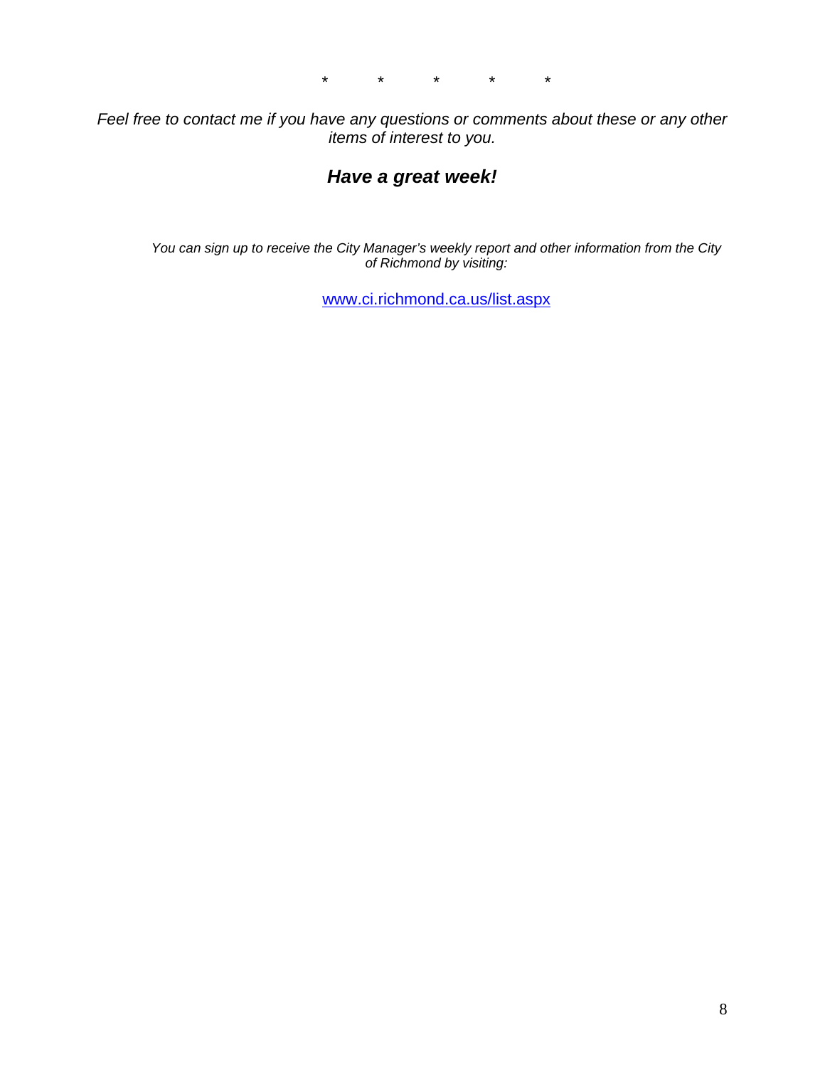\*          \*          \*          \*          \*

*Feel free to contact me if you have any questions or comments about these or any other items of interest to you.*

***Have a great week!***

*You can sign up to receive the City Manager's weekly report and other information from the City of Richmond by visiting:*

[www.ci.richmond.ca.us/list.aspx](http://www.ci.richmond.ca.us/list.aspx)